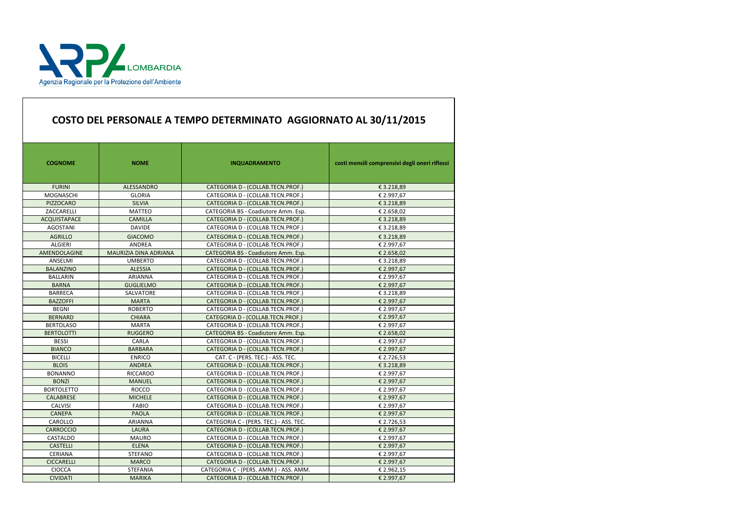ARPA LOMBARDIA
Agenzia Regionale per la Protezione dell'Ambiente

## COSTO DEL PERSONALE A TEMPO DETERMINATO AGGIORNATO AL 30/11/2015

| COGNOME | NOME | INQUADRAMENTO | costi mensili comprensivi degli oneri riflessi |
|---|---|---|---|
| FURINI | ALESSANDRO | CATEGORIA D - (COLLAB.TECN.PROF.) | € 3.218,89 |
| MOGNASCHI | GLORIA | CATEGORIA D - (COLLAB.TECN.PROF.) | € 2.997,67 |
| PIZZOCARO | SILVIA | CATEGORIA D - (COLLAB.TECN.PROF.) | € 3.218,89 |
| ZACCARELLI | MATTEO | CATEGORIA BS - Coadiutore Amm. Esp. | € 2.658,02 |
| ACQUISTAPACE | CAMILLA | CATEGORIA D - (COLLAB.TECN.PROF.) | € 3.218,89 |
| AGOSTANI | DAVIDE | CATEGORIA D - (COLLAB.TECN.PROF.) | € 3.218,89 |
| AGRILLO | GIACOMO | CATEGORIA D - (COLLAB.TECN.PROF.) | € 3.218,89 |
| ALGIERI | ANDREA | CATEGORIA D - (COLLAB.TECN.PROF.) | € 2.997,67 |
| AMENDOLAGINE | MAURIZIA DINA ADRIANA | CATEGORIA BS - Coadiutore Amm. Esp. | € 2.658,02 |
| ANSELMI | UMBERTO | CATEGORIA D - (COLLAB.TECN.PROF.) | € 3.218,89 |
| BALANZINO | ALESSIA | CATEGORIA D - (COLLAB.TECN.PROF.) | € 2.997,67 |
| BALLARIN | ARIANNA | CATEGORIA D - (COLLAB.TECN.PROF.) | € 2.997,67 |
| BARNA | GUGLIELMO | CATEGORIA D - (COLLAB.TECN.PROF.) | € 2.997,67 |
| BARRECA | SALVATORE | CATEGORIA D - (COLLAB.TECN.PROF.) | € 3.218,89 |
| BAZZOFFI | MARTA | CATEGORIA D - (COLLAB.TECN.PROF.) | € 2.997,67 |
| BEGNI | ROBERTO | CATEGORIA D - (COLLAB.TECN.PROF.) | € 2.997,67 |
| BERNARD | CHIARA | CATEGORIA D - (COLLAB.TECN.PROF.) | € 2.997,67 |
| BERTOLASO | MARTA | CATEGORIA D - (COLLAB.TECN.PROF.) | € 2.997,67 |
| BERTOLOTTI | RUGGERO | CATEGORIA BS - Coadiutore Amm. Esp. | € 2.658,02 |
| BESSI | CARLA | CATEGORIA D - (COLLAB.TECN.PROF.) | € 2.997,67 |
| BIANCO | BARBARA | CATEGORIA D - (COLLAB.TECN.PROF.) | € 2.997,67 |
| BICELLI | ENRICO | CAT. C - (PERS. TEC.) - ASS. TEC. | € 2.726,53 |
| BLOIS | ANDREA | CATEGORIA D - (COLLAB.TECN.PROF.) | € 3.218,89 |
| BONANNO | RICCARDO | CATEGORIA D - (COLLAB.TECN.PROF.) | € 2.997,67 |
| BONZI | MANUEL | CATEGORIA D - (COLLAB.TECN.PROF.) | € 2.997,67 |
| BORTOLETTO | ROCCO | CATEGORIA D - (COLLAB.TECN.PROF.) | € 2.997,67 |
| CALABRESE | MICHELE | CATEGORIA D - (COLLAB.TECN.PROF.) | € 2.997,67 |
| CALVISI | FABIO | CATEGORIA D - (COLLAB.TECN.PROF.) | € 2.997,67 |
| CANEPA | PAOLA | CATEGORIA D - (COLLAB.TECN.PROF.) | € 2.997,67 |
| CAROLLO | ARIANNA | CATEGORIA C - (PERS. TEC.) - ASS. TEC. | € 2.726,53 |
| CARROCCIO | LAURA | CATEGORIA D - (COLLAB.TECN.PROF.) | € 2.997,67 |
| CASTALDO | MAURO | CATEGORIA D - (COLLAB.TECN.PROF.) | € 2.997,67 |
| CASTELLI | ELENA | CATEGORIA D - (COLLAB.TECN.PROF.) | € 2.997,67 |
| CERIANA | STEFANO | CATEGORIA D - (COLLAB.TECN.PROF.) | € 2.997,67 |
| CICCARELLI | MARCO | CATEGORIA D - (COLLAB.TECN.PROF.) | € 2.997,67 |
| CIOCCA | STEFANIA | CATEGORIA C - (PERS. AMM.) - ASS. AMM. | € 2.962,15 |
| CIVIDATI | MARIKA | CATEGORIA D - (COLLAB.TECN.PROF.) | € 2.997,67 |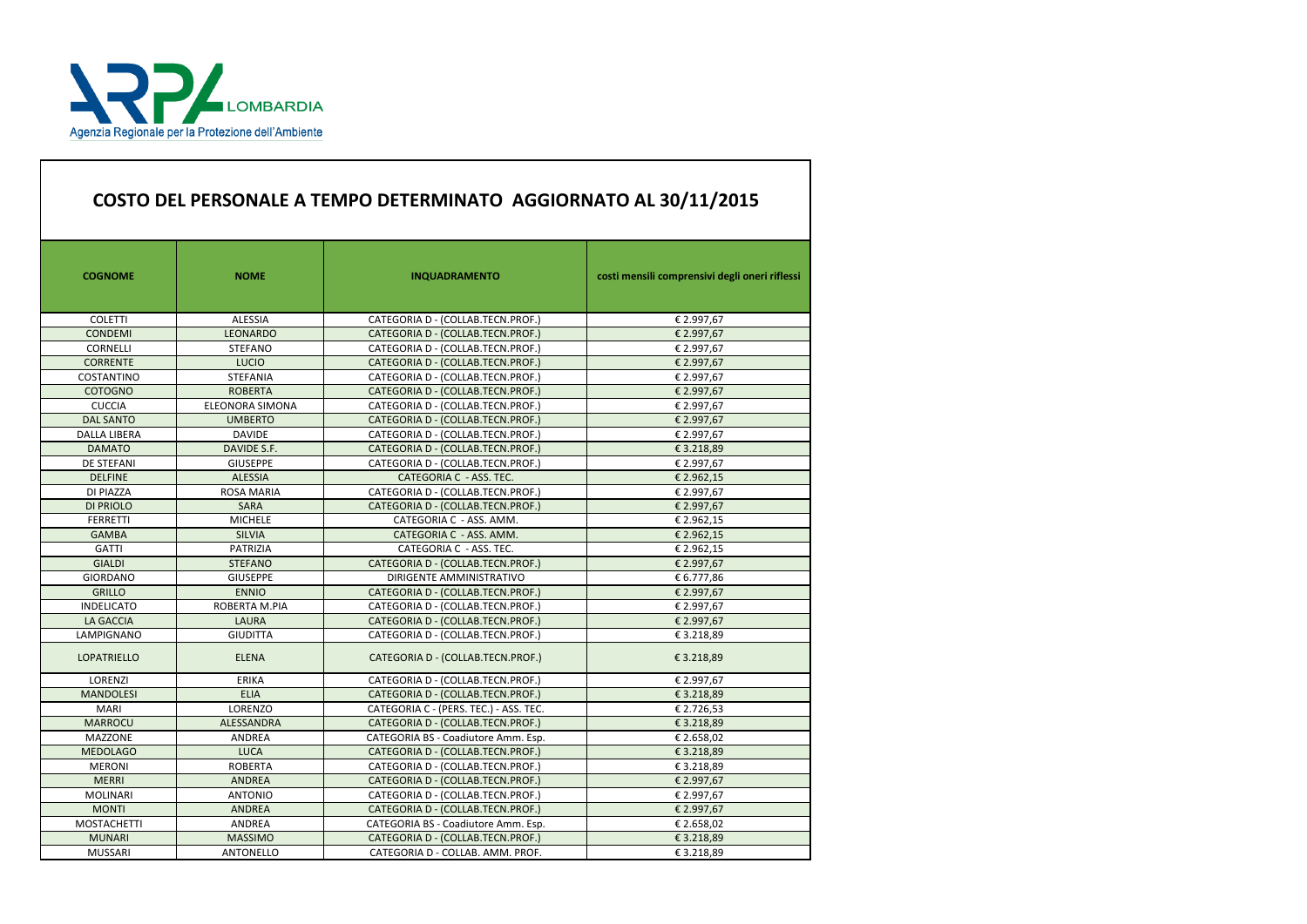LOMBARDIA
Agenzia Regionale per la Protezione dell'Ambiente

# COSTO DEL PERSONALE A TEMPO DETERMINATO AGGIORNATO AL 30/11/2015

| COGNOME | NOME | INQUADRAMENTO | costi mensili comprensivi degli oneri riflessi |
|---|---|---|---|
| COLETTI | ALESSIA | CATEGORIA D - (COLLAB.TECN.PROF.) | € 2.997,67 |
| CONDEMI | LEONARDO | CATEGORIA D - (COLLAB.TECN.PROF.) | € 2.997,67 |
| CORNELLI | STEFANO | CATEGORIA D - (COLLAB.TECN.PROF.) | € 2.997,67 |
| CORRENTE | LUCIO | CATEGORIA D - (COLLAB.TECN.PROF.) | € 2.997,67 |
| COSTANTINO | STEFANIA | CATEGORIA D - (COLLAB.TECN.PROF.) | € 2.997,67 |
| COTOGNO | ROBERTA | CATEGORIA D - (COLLAB.TECN.PROF.) | € 2.997,67 |
| CUCCIA | ELEONORA SIMONA | CATEGORIA D - (COLLAB.TECN.PROF.) | € 2.997,67 |
| DAL SANTO | UMBERTO | CATEGORIA D - (COLLAB.TECN.PROF.) | € 2.997,67 |
| DALLA LIBERA | DAVIDE | CATEGORIA D - (COLLAB.TECN.PROF.) | € 2.997,67 |
| DAMATO | DAVIDE S.F. | CATEGORIA D - (COLLAB.TECN.PROF.) | € 3.218,89 |
| DE STEFANI | GIUSEPPE | CATEGORIA D - (COLLAB.TECN.PROF.) | € 2.997,67 |
| DELFINE | ALESSIA | CATEGORIA C - ASS. TEC. | € 2.962,15 |
| DI PIAZZA | ROSA MARIA | CATEGORIA D - (COLLAB.TECN.PROF.) | € 2.997,67 |
| DI PRIOLO | SARA | CATEGORIA D - (COLLAB.TECN.PROF.) | € 2.997,67 |
| FERRETTI | MICHELE | CATEGORIA C - ASS. AMM. | € 2.962,15 |
| GAMBA | SILVIA | CATEGORIA C - ASS. AMM. | € 2.962,15 |
| GATTI | PATRIZIA | CATEGORIA C - ASS. TEC. | € 2.962,15 |
| GIALDI | STEFANO | CATEGORIA D - (COLLAB.TECN.PROF.) | € 2.997,67 |
| GIORDANO | GIUSEPPE | DIRIGENTE AMMINISTRATIVO | € 6.777,86 |
| GRILLO | ENNIO | CATEGORIA D - (COLLAB.TECN.PROF.) | € 2.997,67 |
| INDELICATO | ROBERTA M.PIA | CATEGORIA D - (COLLAB.TECN.PROF.) | € 2.997,67 |
| LA GACCIA | LAURA | CATEGORIA D - (COLLAB.TECN.PROF.) | € 2.997,67 |
| LAMPIGNANO | GIUDITTA | CATEGORIA D - (COLLAB.TECN.PROF.) | € 3.218,89 |
| LOPATRIELLO | ELENA | CATEGORIA D - (COLLAB.TECN.PROF.) | € 3.218,89 |
| LORENZI | ERIKA | CATEGORIA D - (COLLAB.TECN.PROF.) | € 2.997,67 |
| MANDOLESI | ELIA | CATEGORIA D - (COLLAB.TECN.PROF.) | € 3.218,89 |
| MARI | LORENZO | CATEGORIA C - (PERS. TEC.) - ASS. TEC. | € 2.726,53 |
| MARROCU | ALESSANDRA | CATEGORIA D - (COLLAB.TECN.PROF.) | € 3.218,89 |
| MAZZONE | ANDREA | CATEGORIA BS - Coadiutore Amm. Esp. | € 2.658,02 |
| MEDOLAGO | LUCA | CATEGORIA D - (COLLAB.TECN.PROF.) | € 3.218,89 |
| MERONI | ROBERTA | CATEGORIA D - (COLLAB.TECN.PROF.) | € 3.218,89 |
| MERRI | ANDREA | CATEGORIA D - (COLLAB.TECN.PROF.) | € 2.997,67 |
| MOLINARI | ANTONIO | CATEGORIA D - (COLLAB.TECN.PROF.) | € 2.997,67 |
| MONTI | ANDREA | CATEGORIA D - (COLLAB.TECN.PROF.) | € 2.997,67 |
| MOSTACHETTI | ANDREA | CATEGORIA BS - Coadiutore Amm. Esp. | € 2.658,02 |
| MUNARI | MASSIMO | CATEGORIA D - (COLLAB.TECN.PROF.) | € 3.218,89 |
| MUSSARI | ANTONELLO | CATEGORIA D - COLLAB. AMM. PROF. | € 3.218,89 |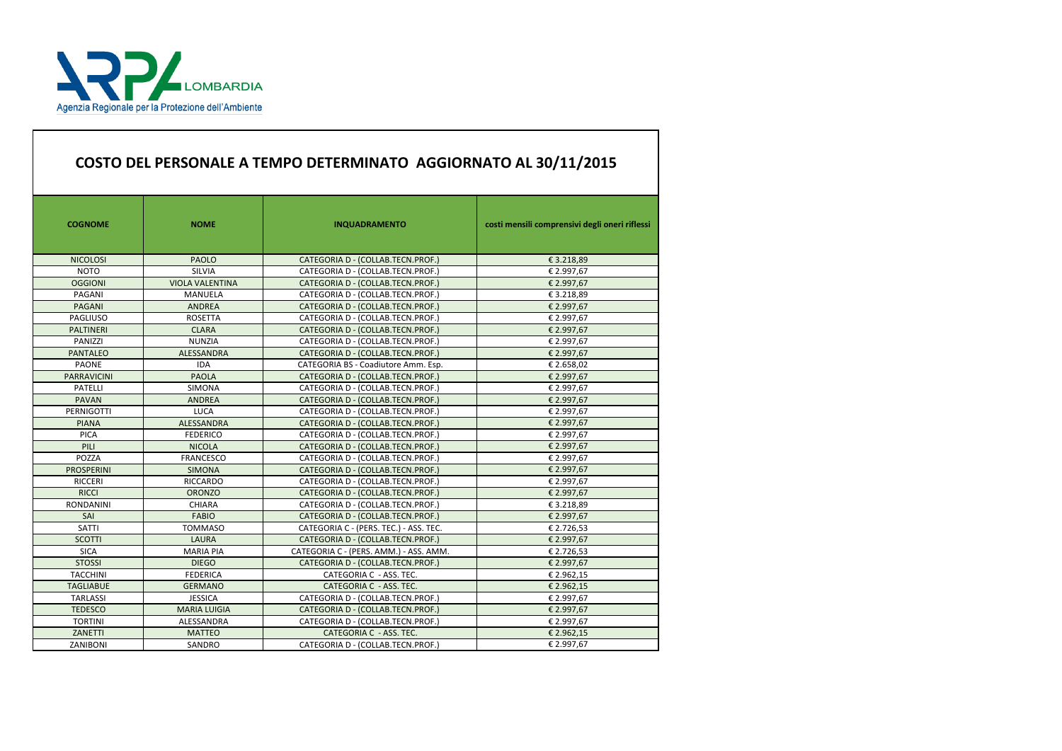ARPA LOMBARDIA
Agenzia Regionale per la Protezione dell'Ambiente

# COSTO DEL PERSONALE A TEMPO DETERMINATO AGGIORNATO AL 30/11/2015

| COGNOME | NOME | INQUADRAMENTO | costi mensili comprensivi degli oneri riflessi |
|---|---|---|---|
| NICOLOSI | PAOLO | CATEGORIA D - (COLLAB.TECN.PROF.) | € 3.218,89 |
| NOTO | SILVIA | CATEGORIA D - (COLLAB.TECN.PROF.) | € 2.997,67 |
| OGGIONI | VIOLA VALENTINA | CATEGORIA D - (COLLAB.TECN.PROF.) | € 2.997,67 |
| PAGANI | MANUELA | CATEGORIA D - (COLLAB.TECN.PROF.) | € 3.218,89 |
| PAGANI | ANDREA | CATEGORIA D - (COLLAB.TECN.PROF.) | € 2.997,67 |
| PAGLIUSO | ROSETTA | CATEGORIA D - (COLLAB.TECN.PROF.) | € 2.997,67 |
| PALTINERI | CLARA | CATEGORIA D - (COLLAB.TECN.PROF.) | € 2.997,67 |
| PANIZZI | NUNZIA | CATEGORIA D - (COLLAB.TECN.PROF.) | € 2.997,67 |
| PANTALEO | ALESSANDRA | CATEGORIA D - (COLLAB.TECN.PROF.) | € 2.997,67 |
| PAONE | IDA | CATEGORIA BS - Coadiutore Amm. Esp. | € 2.658,02 |
| PARRAVICINI | PAOLA | CATEGORIA D - (COLLAB.TECN.PROF.) | € 2.997,67 |
| PATELLI | SIMONA | CATEGORIA D - (COLLAB.TECN.PROF.) | € 2.997,67 |
| PAVAN | ANDREA | CATEGORIA D - (COLLAB.TECN.PROF.) | € 2.997,67 |
| PERNIGOTTI | LUCA | CATEGORIA D - (COLLAB.TECN.PROF.) | € 2.997,67 |
| PIANA | ALESSANDRA | CATEGORIA D - (COLLAB.TECN.PROF.) | € 2.997,67 |
| PICA | FEDERICO | CATEGORIA D - (COLLAB.TECN.PROF.) | € 2.997,67 |
| PILI | NICOLA | CATEGORIA D - (COLLAB.TECN.PROF.) | € 2.997,67 |
| POZZA | FRANCESCO | CATEGORIA D - (COLLAB.TECN.PROF.) | € 2.997,67 |
| PROSPERINI | SIMONA | CATEGORIA D - (COLLAB.TECN.PROF.) | € 2.997,67 |
| RICCERI | RICCARDO | CATEGORIA D - (COLLAB.TECN.PROF.) | € 2.997,67 |
| RICCI | ORONZO | CATEGORIA D - (COLLAB.TECN.PROF.) | € 2.997,67 |
| RONDANINI | CHIARA | CATEGORIA D - (COLLAB.TECN.PROF.) | € 3.218,89 |
| SAI | FABIO | CATEGORIA D - (COLLAB.TECN.PROF.) | € 2.997,67 |
| SATTI | TOMMASO | CATEGORIA C - (PERS. TEC.) - ASS. TEC. | € 2.726,53 |
| SCOTTI | LAURA | CATEGORIA D - (COLLAB.TECN.PROF.) | € 2.997,67 |
| SICA | MARIA PIA | CATEGORIA C - (PERS. AMM.) - ASS. AMM. | € 2.726,53 |
| STOSSI | DIEGO | CATEGORIA D - (COLLAB.TECN.PROF.) | € 2.997,67 |
| TACCHINI | FEDERICA | CATEGORIA C - ASS. TEC. | € 2.962,15 |
| TAGLIABUE | GERMANO | CATEGORIA C - ASS. TEC. | € 2.962,15 |
| TARLASSI | JESSICA | CATEGORIA D - (COLLAB.TECN.PROF.) | € 2.997,67 |
| TEDESCO | MARIA LUIGIA | CATEGORIA D - (COLLAB.TECN.PROF.) | € 2.997,67 |
| TORTINI | ALESSANDRA | CATEGORIA D - (COLLAB.TECN.PROF.) | € 2.997,67 |
| ZANETTI | MATTEO | CATEGORIA C - ASS. TEC. | € 2.962,15 |
| ZANIBONI | SANDRO | CATEGORIA D - (COLLAB.TECN.PROF.) | € 2.997,67 |